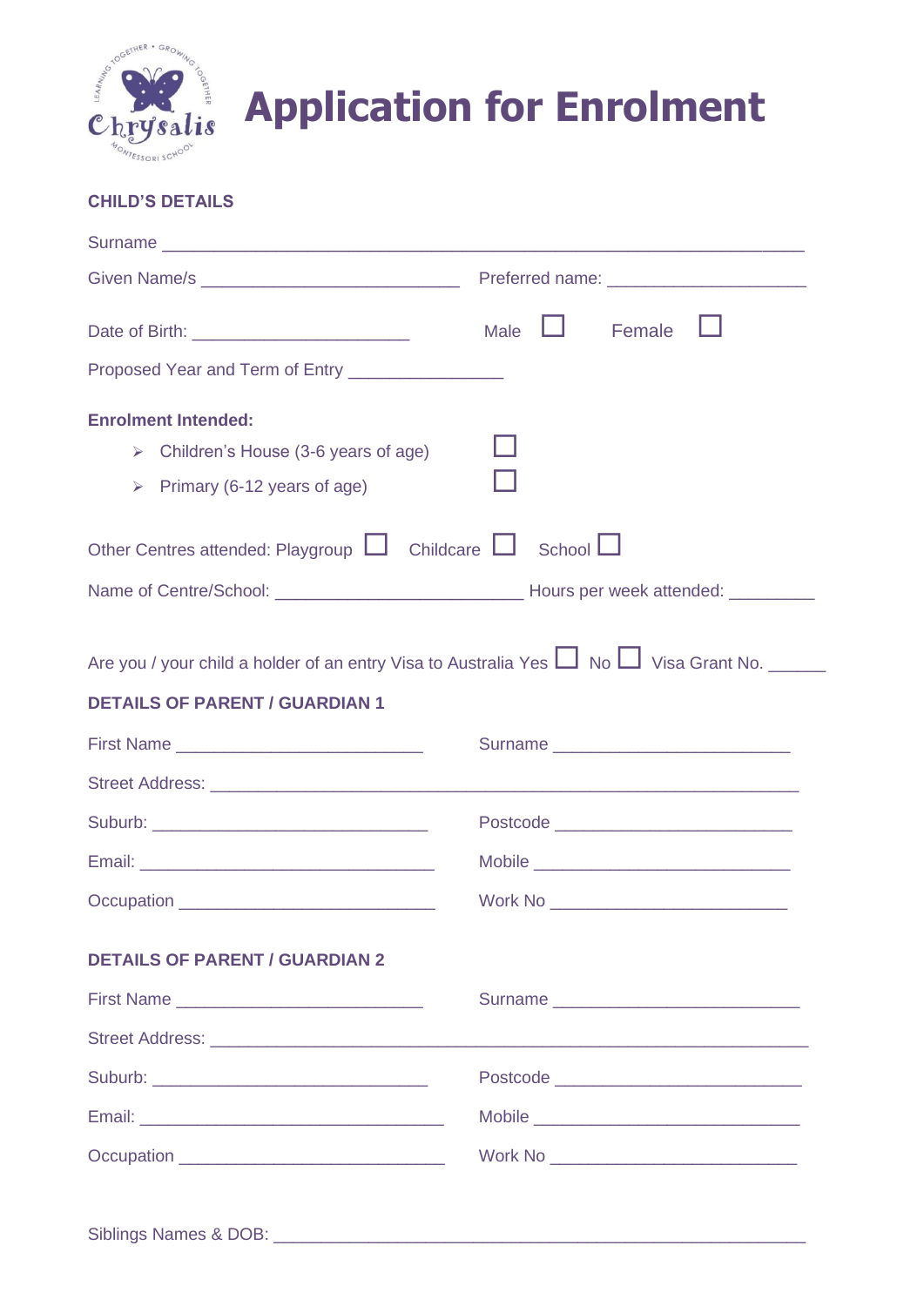# Application for Enrolment

**CHILD'S DETAILS**

Surname ____________________________________________________________

Given Name/s __________________________ Preferred name: ____________________

Date of Birth: ______________________ Male ☐ Female ☐

Proposed Year and Term of Entry _______________

**Enrolment Intended:**

- Children's House (3-6 years of age) ☐
- Primary (6-12 years of age) ☐

Other Centres attended: Playgroup ☐ Childcare ☐ School ☐

Name of Centre/School: _________________________ Hours per week attended: _________

Are you / your child a holder of an entry Visa to Australia Yes ☐ No ☐ Visa Grant No. ______

**DETAILS OF PARENT / GUARDIAN 1**

First Name _________________________ Surname ________________________

Street Address: ____________________________________________________________

Suburb: ____________________________ Postcode ________________________

Email: ______________________________ Mobile __________________________

Occupation __________________________ Work No ________________________

**DETAILS OF PARENT / GUARDIAN 2**

First Name _________________________ Surname _________________________

Street Address: _____________________________________________________________

Suburb: ____________________________ Postcode _________________________

Email: _______________________________ Mobile ___________________________

Occupation ___________________________ Work No _________________________

Siblings Names & DOB: _______________________________________________________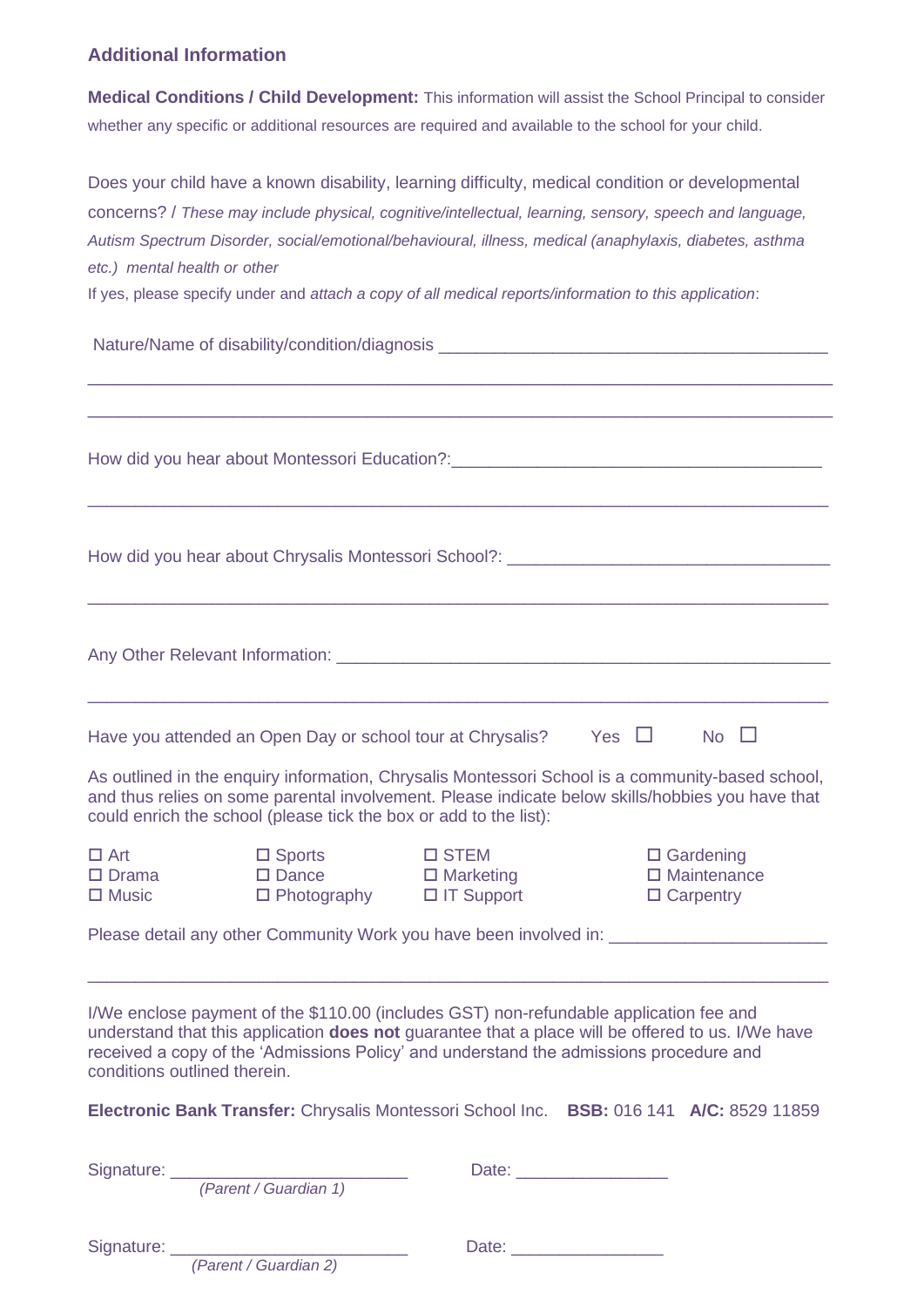## Additional Information

**Medical Conditions / Child Development:** This information will assist the School Principal to consider whether any specific or additional resources are required and available to the school for your child.

Does your child have a known disability, learning difficulty, medical condition or developmental concerns? / *These may include physical, cognitive/intellectual, learning, sensory, speech and language, Autism Spectrum Disorder, social/emotional/behavioural, illness, medical (anaphylaxis, diabetes, asthma etc.) mental health or other*

If yes, please specify under and *attach a copy of all medical reports/information to this application*:

Nature/Name of disability/condition/diagnosis ________________________________________

______________________________________________________________________________

______________________________________________________________________________

How did you hear about Montessori Education?:________________________________________

______________________________________________________________________________

How did you hear about Chrysalis Montessori School?: __________________________________

______________________________________________________________________________

Any Other Relevant Information: ____________________________________________________

______________________________________________________________________________

Have you attended an Open Day or school tour at Chrysalis? Yes ☐ No ☐

As outlined in the enquiry information, Chrysalis Montessori School is a community-based school, and thus relies on some parental involvement. Please indicate below skills/hobbies you have that could enrich the school (please tick the box or add to the list):

| | | | |
|---|---|---|---|
| ☐ Art | ☐ Sports | ☐ STEM | ☐ Gardening |
| ☐ Drama | ☐ Dance | ☐ Marketing | ☐ Maintenance |
| ☐ Music | ☐ Photography | ☐ IT Support | ☐ Carpentry |

Please detail any other Community Work you have been involved in: ______________________

______________________________________________________________________________

I/We enclose payment of the $110.00 (includes GST) non-refundable application fee and understand that this application **does not** guarantee that a place will be offered to us. I/We have received a copy of the 'Admissions Policy' and understand the admissions procedure and conditions outlined therein.

**Electronic Bank Transfer:** Chrysalis Montessori School Inc. **BSB:** 016 141 **A/C:** 8529 11859

Signature: ________________________ Date: ________________
*(Parent / Guardian 1)*

Signature: ________________________ Date: ________________
*(Parent / Guardian 2)*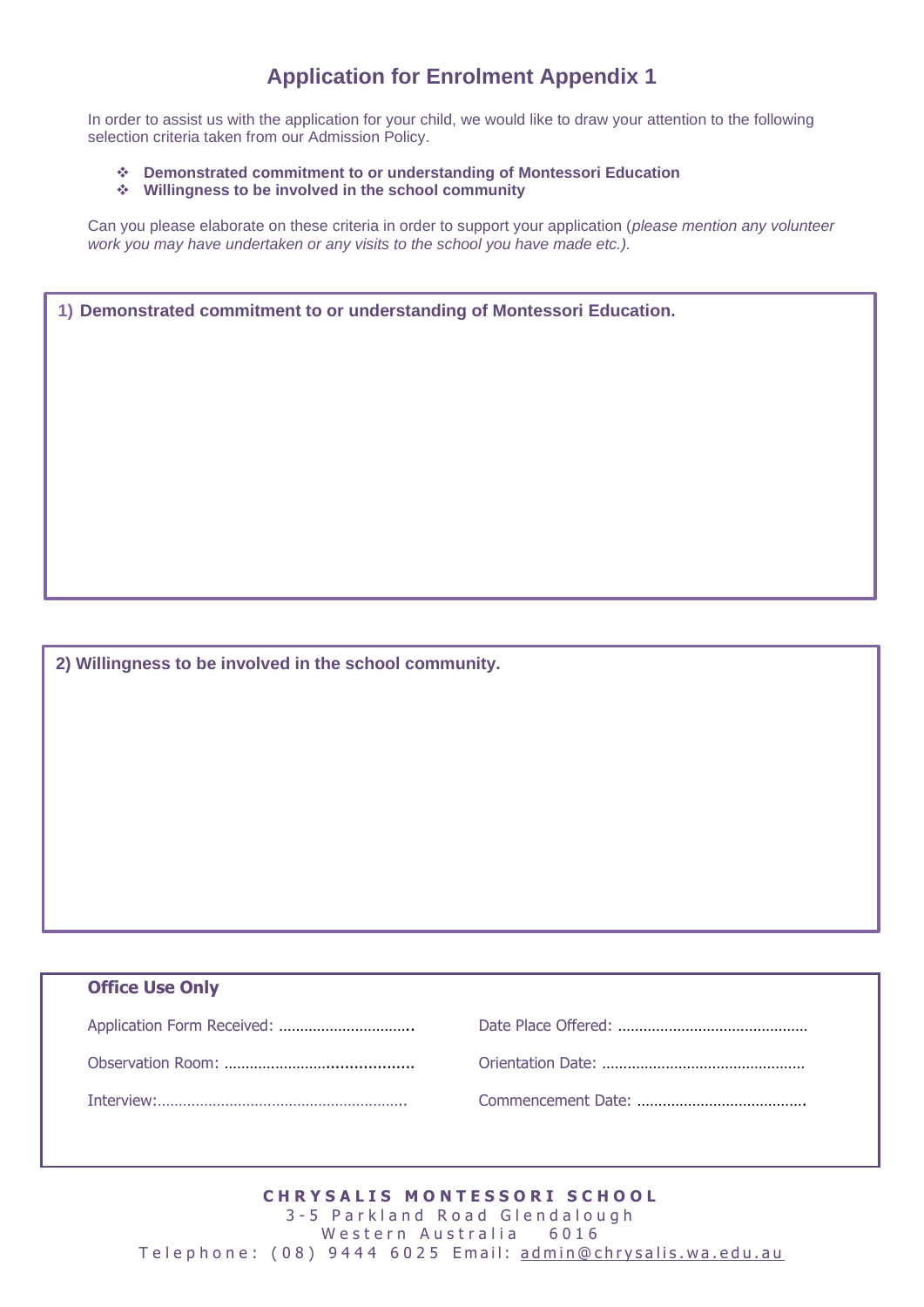# Application for Enrolment Appendix 1

In order to assist us with the application for your child, we would like to draw your attention to the following selection criteria taken from our Admission Policy.

- **Demonstrated commitment to or understanding of Montessori Education**
- **Willingness to be involved in the school community**

Can you please elaborate on these criteria in order to support your application (*please mention any volunteer work you may have undertaken or any visits to the school you have made etc.).*

**1) Demonstrated commitment to or understanding of Montessori Education.**

**2) Willingness to be involved in the school community.**

**Office Use Only**

| | |
|---|---|
| Application Form Received: ………………………….. | Date Place Offered: ……………………………………… |
| Observation Room: …………………………………… | Orientation Date: ………………………………………… |
| Interview:………………………………………………….. | Commencement Date: …………………………………. |

**CHRYSALIS MONTESSORI SCHOOL**
3-5 Parkland Road Glendalough
Western Australia 6016
Telephone: (08) 9444 6025 Email: admin@chrysalis.wa.edu.au